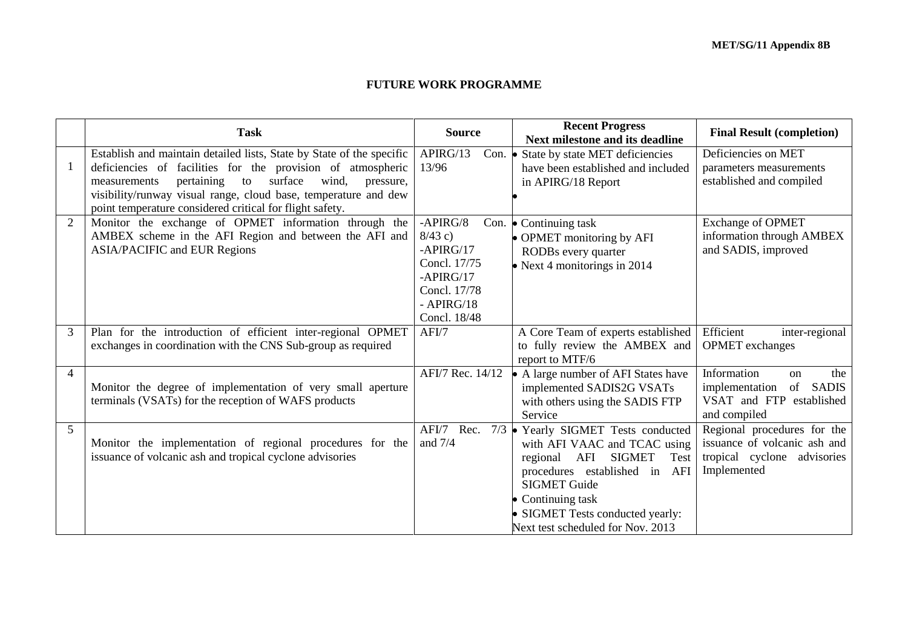MET/SG/11 Appendix 8B

# FUTURE WORK PROGRAMME

| | Task | Source | Recent Progress<br>Next milestone and its deadline | Final Result (completion) |
|---|---|---|---|---|
| 1 | Establish and maintain detailed lists, State by State of the specific deficiencies of facilities for the provision of atmospheric measurements pertaining to surface wind, pressure, visibility/runway visual range, cloud base, temperature and dew point temperature considered critical for flight safety. | APIRG/13 Con. 13/96 | • State by state MET deficiencies have been established and included in APIRG/18 Report<br>• | Deficiencies on MET parameters measurements established and compiled |
| 2 | Monitor the exchange of OPMET information through the AMBEX scheme in the AFI Region and between the AFI and ASIA/PACIFIC and EUR Regions | -APIRG/8 Con. 8/43 c)<br>-APIRG/17 Concl. 17/75<br>-APIRG/17 Concl. 17/78<br>- APIRG/18 Concl. 18/48 | • Continuing task<br>• OPMET monitoring by AFI RODBs every quarter<br>• Next 4 monitorings in 2014 | Exchange of OPMET information through AMBEX and SADIS, improved |
| 3 | Plan for the introduction of efficient inter-regional OPMET exchanges in coordination with the CNS Sub-group as required | AFI/7 | A Core Team of experts established to fully review the AMBEX and report to MTF/6 | Efficient inter-regional OPMET exchanges |
| 4 | Monitor the degree of implementation of very small aperture terminals (VSATs) for the reception of WAFS products | AFI/7 Rec. 14/12 | • A large number of AFI States have implemented SADIS2G VSATs with others using the SADIS FTP Service | Information on the implementation of SADIS VSAT and FTP established and compiled |
| 5 | Monitor the implementation of regional procedures for the issuance of volcanic ash and tropical cyclone advisories | AFI/7 Rec. 7/3 and 7/4 | • Yearly SIGMET Tests conducted with AFI VAAC and TCAC using regional AFI SIGMET Test procedures established in AFI SIGMET Guide<br>• Continuing task<br>• SIGMET Tests conducted yearly: Next test scheduled for Nov. 2013 | Regional procedures for the issuance of volcanic ash and tropical cyclone advisories Implemented |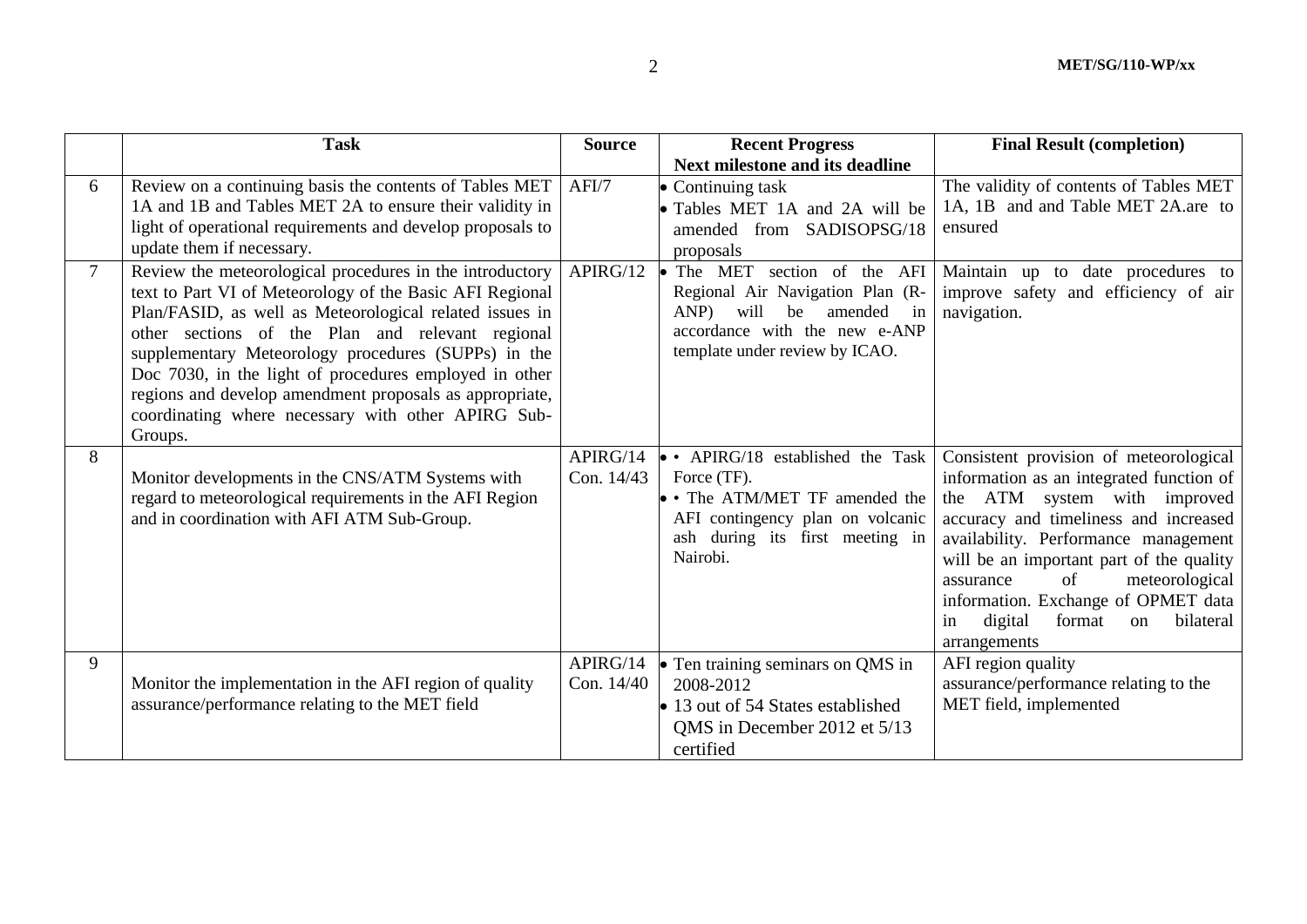| | Task | Source | Recent Progress<br>Next milestone and its deadline | Final Result (completion) |
|---|---|---|---|---|
| 6 | Review on a continuing basis the contents of Tables MET 1A and 1B and Tables MET 2A to ensure their validity in light of operational requirements and develop proposals to update them if necessary. | AFI/7 | • Continuing task<br>• Tables MET 1A and 2A will be amended from SADISOPSG/18 proposals | The validity of contents of Tables MET 1A, 1B and and Table MET 2A.are to ensured |
| 7 | Review the meteorological procedures in the introductory text to Part VI of Meteorology of the Basic AFI Regional Plan/FASID, as well as Meteorological related issues in other sections of the Plan and relevant regional supplementary Meteorology procedures (SUPPs) in the Doc 7030, in the light of procedures employed in other regions and develop amendment proposals as appropriate, coordinating where necessary with other APIRG Sub-Groups. | APIRG/12 | • The MET section of the AFI Regional Air Navigation Plan (R-ANP) will be amended in accordance with the new e-ANP template under review by ICAO. | Maintain up to date procedures to improve safety and efficiency of air navigation. |
| 8 | Monitor developments in the CNS/ATM Systems with regard to meteorological requirements in the AFI Region and in coordination with AFI ATM Sub-Group. | APIRG/14<br>Con. 14/43 | • • APIRG/18 established the Task Force (TF).<br>• • The ATM/MET TF amended the AFI contingency plan on volcanic ash during its first meeting in Nairobi. | Consistent provision of meteorological information as an integrated function of the ATM system with improved accuracy and timeliness and increased availability. Performance management will be an important part of the quality assurance of meteorological information. Exchange of OPMET data in digital format on bilateral arrangements |
| 9 | Monitor the implementation in the AFI region of quality assurance/performance relating to the MET field | APIRG/14<br>Con. 14/40 | • Ten training seminars on QMS in 2008-2012<br>• 13 out of 54 States established QMS in December 2012 et 5/13 certified | AFI region quality assurance/performance relating to the MET field, implemented |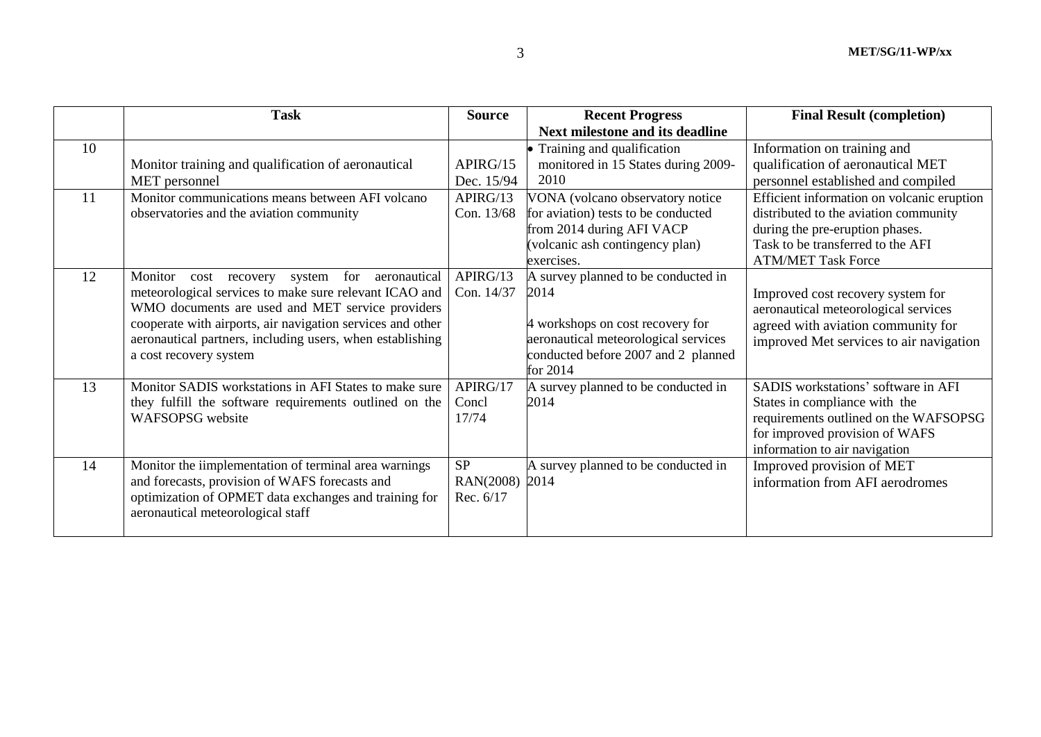| | Task | Source | Recent Progress<br>Next milestone and its deadline | Final Result (completion) |
|---|---|---|---|---|
| 10 | Monitor training and qualification of aeronautical MET personnel | APIRG/15<br>Dec. 15/94 | • Training and qualification monitored in 15 States during 2009-2010 | Information on training and qualification of aeronautical MET personnel established and compiled |
| 11 | Monitor communications means between AFI volcano observatories and the aviation community | APIRG/13<br>Con. 13/68 | VONA (volcano observatory notice for aviation) tests to be conducted from 2014 during AFI VACP (volcanic ash contingency plan) exercises. | Efficient information on volcanic eruption distributed to the aviation community during the pre-eruption phases.<br>Task to be transferred to the AFI ATM/MET Task Force |
| 12 | Monitor cost recovery system for aeronautical meteorological services to make sure relevant ICAO and WMO documents are used and MET service providers cooperate with airports, air navigation services and other aeronautical partners, including users, when establishing a cost recovery system | APIRG/13<br>Con. 14/37 | A survey planned to be conducted in 2014<br><br>4 workshops on cost recovery for aeronautical meteorological services conducted before 2007 and 2 planned for 2014 | Improved cost recovery system for aeronautical meteorological services agreed with aviation community for improved Met services to air navigation |
| 13 | Monitor SADIS workstations in AFI States to make sure they fulfill the software requirements outlined on the WAFSOPSG website | APIRG/17<br>Concl 17/74 | A survey planned to be conducted in 2014 | SADIS workstations' software in AFI States in compliance with the requirements outlined on the WAFSOPSG for improved provision of WAFS information to air navigation |
| 14 | Monitor the iimplementation of terminal area warnings and forecasts, provision of WAFS forecasts and optimization of OPMET data exchanges and training for aeronautical meteorological staff | SP RAN(2008)<br>Rec. 6/17 | A survey planned to be conducted in 2014 | Improved provision of MET information from AFI aerodromes |